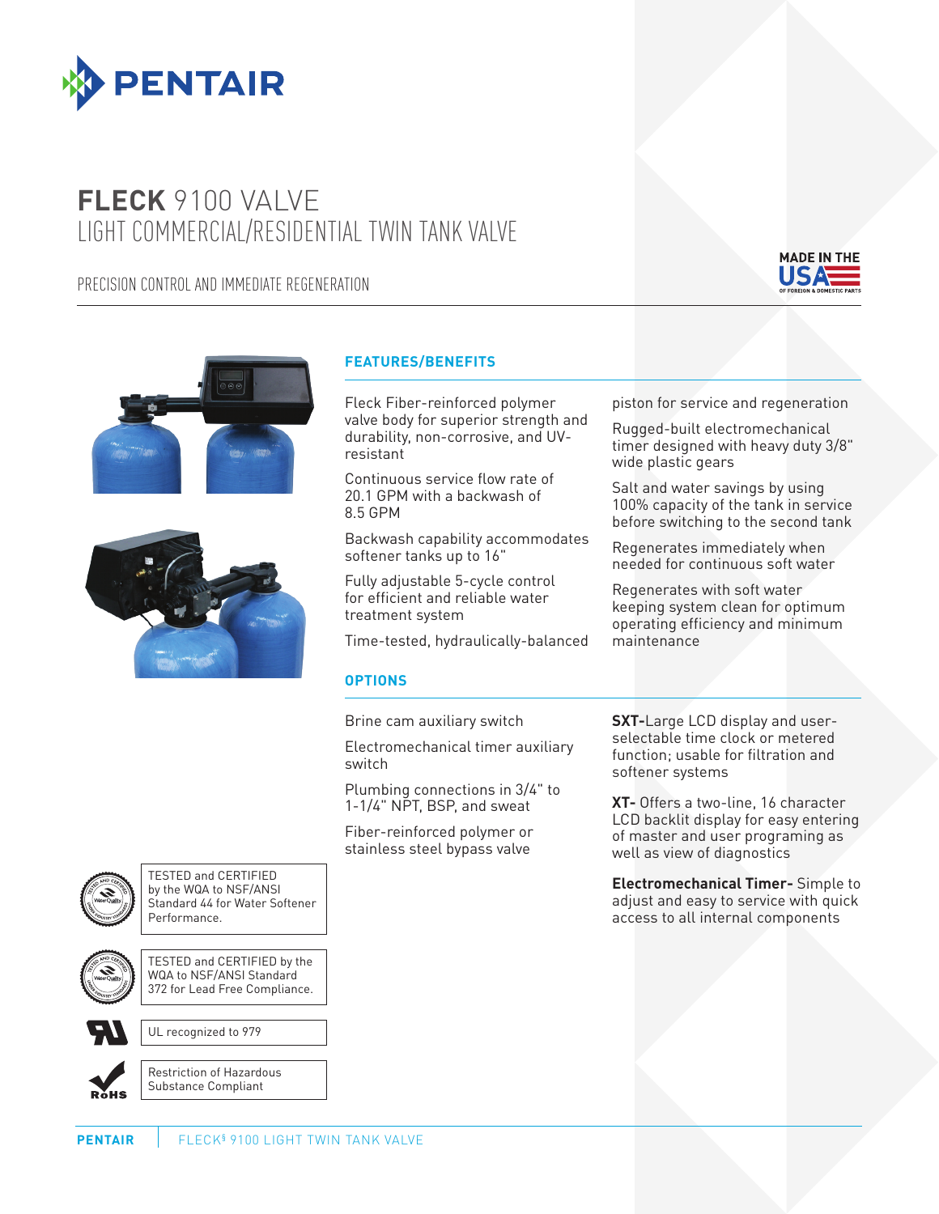# **FLECK** 9100 VALVE

## LIGHT COMMERCIAL/RESIDENTIAL TWIN TANK VALVE

PRECISION CONTROL AND IMMEDIATE REGENERATION

MADE IN THE USA OF FOREIGN & DOMESTIC PARTS

### FEATURES/BENEFITS

- Fleck Fiber-reinforced polymer valve body for superior strength and durability, non-corrosive, and UV-resistant
- Continuous service flow rate of 20.1 GPM with a backwash of 8.5 GPM
- Backwash capability accommodates softener tanks up to 16"
- Fully adjustable 5-cycle control for efficient and reliable water treatment system
- Time-tested, hydraulically-balanced piston for service and regeneration
- Rugged-built electromechanical timer designed with heavy duty 3/8" wide plastic gears
- Salt and water savings by using 100% capacity of the tank in service before switching to the second tank
- Regenerates immediately when needed for continuous soft water
- Regenerates with soft water keeping system clean for optimum operating efficiency and minimum maintenance

### OPTIONS

- Brine cam auxiliary switch
- Electromechanical timer auxiliary switch
- Plumbing connections in 3/4" to 1-1/4" NPT, BSP, and sweat
- Fiber-reinforced polymer or stainless steel bypass valve
- **SXT-**Large LCD display and user-selectable time clock or metered function; usable for filtration and softener systems
- **XT-** Offers a two-line, 16 character LCD backlit display for easy entering of master and user programing as well as view of diagnostics
- **Electromechanical Timer-** Simple to adjust and easy to service with quick access to all internal components

TESTED and CERTIFIED by the WQA to NSF/ANSI Standard 44 for Water Softener Performance.

TESTED and CERTIFIED by the WQA to NSF/ANSI Standard 372 for Lead Free Compliance.

UL recognized to 979

Restriction of Hazardous Substance Compliant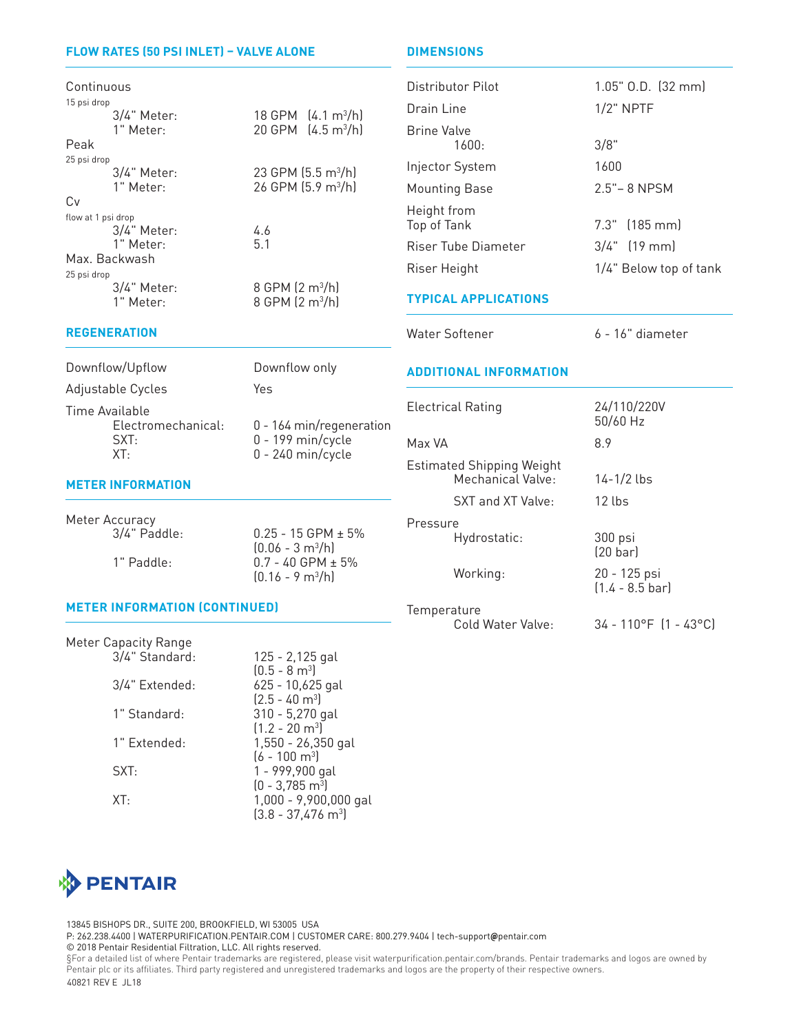## FLOW RATES (50 PSI INLET) – VALVE ALONE

| | |
|---|---|
| Continuous | |
| 15 psi drop | |
| 3/4" Meter: | 18 GPM (4.1 $m^3/h$) |
| 1" Meter: | 20 GPM (4.5 $m^3/h$) |
| Peak | |
| 25 psi drop | |
| 3/4" Meter: | 23 GPM (5.5 $m^3/h$) |
| 1" Meter: | 26 GPM (5.9 $m^3/h$) |
| Cv | |
| flow at 1 psi drop | |
| 3/4" Meter: | 4.6 |
| 1" Meter: | 5.1 |
| Max. Backwash | |
| 25 psi drop | |
| 3/4" Meter: | 8 GPM (2 $m^3/h$) |
| 1" Meter: | 8 GPM (2 $m^3/h$) |

## REGENERATION

| | |
|---|---|
| Downflow/Upflow | Downflow only |
| Adjustable Cycles | Yes |
| Time Available | |
| Electromechanical: | 0 - 164 min/regeneration |
| SXT: | 0 - 199 min/cycle |
| XT: | 0 - 240 min/cycle |

## METER INFORMATION

| | |
|---|---|
| Meter Accuracy | |
| 3/4" Paddle: | 0.25 - 15 GPM ± 5% (0.06 - 3 $m^3/h$) |
| 1" Paddle: | 0.7 - 40 GPM ± 5% (0.16 - 9 $m^3/h$) |

## METER INFORMATION (CONTINUED)

| | |
|---|---|
| Meter Capacity Range | |
| 3/4" Standard: | 125 - 2,125 gal (0.5 - 8 $m^3$) |
| 3/4" Extended: | 625 - 10,625 gal (2.5 - 40 $m^3$) |
| 1" Standard: | 310 - 5,270 gal (1.2 - 20 $m^3$) |
| 1" Extended: | 1,550 - 26,350 gal (6 - 100 $m^3$) |
| SXT: | 1 - 999,900 gal (0 - 3,785 $m^3$) |
| XT: | 1,000 - 9,900,000 gal (3.8 - 37,476 $m^3$) |

## DIMENSIONS

| | |
|---|---|
| Distributor Pilot | 1.05" O.D. (32 mm) |
| Drain Line | 1/2" NPTF |
| Brine Valve | |
| 1600: | 3/8" |
| Injector System | 1600 |
| Mounting Base | 2.5"– 8 NPSM |
| Height from Top of Tank | 7.3" (185 mm) |
| Riser Tube Diameter | 3/4" (19 mm) |
| Riser Height | 1/4" Below top of tank |

## TYPICAL APPLICATIONS

| | |
|---|---|
| Water Softener | 6 - 16" diameter |

## ADDITIONAL INFORMATION

| | |
|---|---|
| Electrical Rating | 24/110/220V 50/60 Hz |
| Max VA | 8.9 |
| Estimated Shipping Weight | |
| Mechanical Valve: | 14-1/2 lbs |
| SXT and XT Valve: | 12 lbs |
| Pressure | |
| Hydrostatic: | 300 psi (20 bar) |
| Working: | 20 - 125 psi (1.4 - 8.5 bar) |
| Temperature | |
| Cold Water Valve: | 34 - 110°F (1 - 43°C) |

PENTAIR

13845 BISHOPS DR., SUITE 200, BROOKFIELD, WI 53005 USA
P: 262.238.4400 | WATERPURIFICATION.PENTAIR.COM | CUSTOMER CARE: 800.279.9404 | tech-support@pentair.com
© 2018 Pentair Residential Filtration, LLC. All rights reserved.
§For a detailed list of where Pentair trademarks are registered, please visit waterpurification.pentair.com/brands. Pentair trademarks and logos are owned by Pentair plc or its affiliates. Third party registered and unregistered trademarks and logos are the property of their respective owners.
40821 REV E JL18